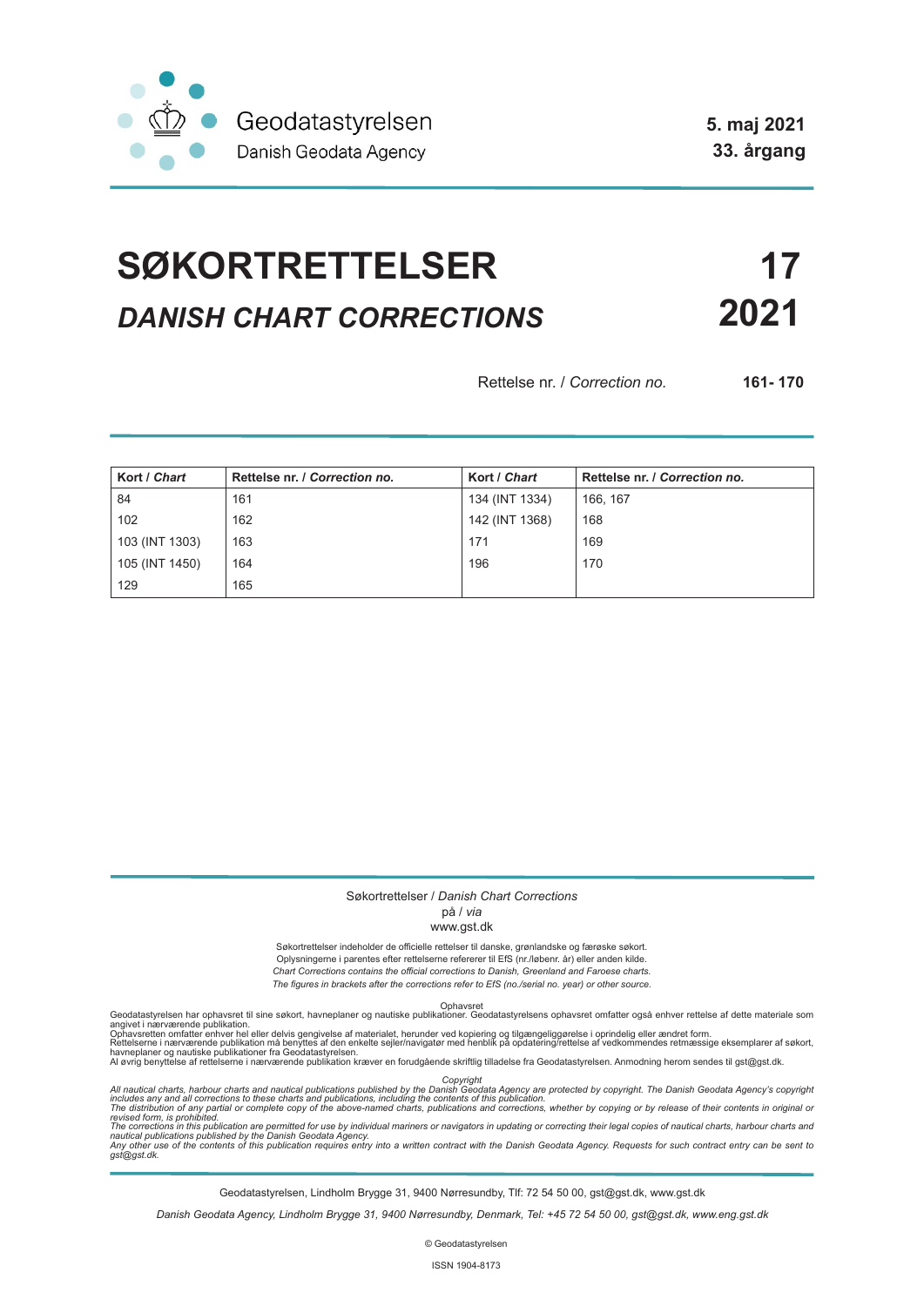Geodatastyrelsen
Danish Geodata Agency

**5. maj 2021**
**33. årgang**

# SØKORTRETTELSER — 17

## *DANISH CHART CORRECTIONS* — 2021

Rettelse nr. / *Correction no.* **161- 170**

| Kort / *Chart* | Rettelse nr. / *Correction no.* | Kort / *Chart* | Rettelse nr. / *Correction no.* |
|---|---|---|---|
| 84 | 161 | 134 (INT 1334) | 166, 167 |
| 102 | 162 | 142 (INT 1368) | 168 |
| 103 (INT 1303) | 163 | 171 | 169 |
| 105 (INT 1450) | 164 | 196 | 170 |
| 129 | 165 | | |

Søkortrettelser / *Danish Chart Corrections*
på / *via*
www.gst.dk

Søkortrettelser indeholder de officielle rettelser til danske, grønlandske og færøske søkort.
Oplysningerne i parentes efter rettelserne refererer til EfS (nr./løbenr. år) eller anden kilde.
*Chart Corrections contains the official corrections to Danish, Greenland and Faroese charts.*
*The figures in brackets after the corrections refer to EfS (no./serial no. year) or other source.*

Ophavsret
Geodatastyrelsen har ophavsret til sine søkort, havneplaner og nautiske publikationer. Geodatastyrelsens ophavsret omfatter også enhver rettelse af dette materiale som angivet i nærværende publikation.
Ophavsretten omfatter enhver hel eller delvis gengivelse af materialet, herunder ved kopiering og tilgængeliggørelse i oprindelig eller ændret form.
Rettelserne i nærværende publikation må benyttes af den enkelte sejler/navigatør med henblik på opdatering/rettelse af vedkommendes retmæssige eksemplarer af søkort, havneplaner og nautiske publikationer fra Geodatastyrelsen.
Al øvrig benyttelse af rettelserne i nærværende publikation kræver en forudgående skriftlig tilladelse fra Geodatastyrelsen. Anmodning herom sendes til gst@gst.dk.

*Copyright*
*All nautical charts, harbour charts and nautical publications published by the Danish Geodata Agency are protected by copyright. The Danish Geodata Agency's copyright includes any and all corrections to these charts and publications, including the contents of this publication.*
*The distribution of any partial or complete copy of the above-named charts, publications and corrections, whether by copying or by release of their contents in original or revised form, is prohibited.*
*The corrections in this publication are permitted for use by individual mariners or navigators in updating or correcting their legal copies of nautical charts, harbour charts and nautical publications published by the Danish Geodata Agency.*
*Any other use of the contents of this publication requires entry into a written contract with the Danish Geodata Agency. Requests for such contract entry can be sent to gst@gst.dk.*

Geodatastyrelsen, Lindholm Brygge 31, 9400 Nørresundby, Tlf: 72 54 50 00, gst@gst.dk, www.gst.dk

*Danish Geodata Agency, Lindholm Brygge 31, 9400 Nørresundby, Denmark, Tel: +45 72 54 50 00, gst@gst.dk, www.eng.gst.dk*

© Geodatastyrelsen

ISSN 1904-8173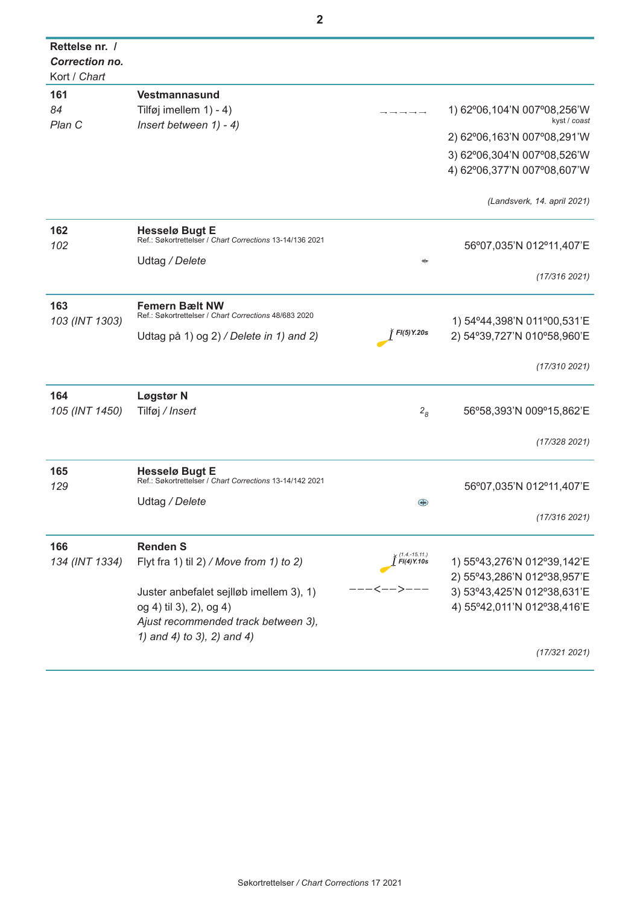| Rettelse nr. / *Correction no.* Kort / *Chart* | | | |
|---|---|---|---|
| **161** *84* *Plan C* | **Vestmannasund** Tilføj imellem 1) - 4) *Insert between 1) - 4)* | → → → → → | 1) 62º06,104'N 007º08,256'W kyst / *coast* 2) 62º06,163'N 007º08,291'W 3) 62º06,304'N 007º08,526'W 4) 62º06,377'N 007º08,607'W *(Landsverk, 14. april 2021)* |
| **162** *102* | **Hesselø Bugt E** Ref.: Søkortrettelser / *Chart Corrections* 13-14/136 2021 Udtag / *Delete* | | 56º07,035'N 012º11,407'E *(17/316 2021)* |
| **163** *103 (INT 1303)* | **Femern Bælt NW** Ref.: Søkortrettelser / *Chart Corrections* 48/683 2020 Udtag på 1) og 2) / *Delete in 1) and 2)* | *Fl(5)Y.20s* | 1) 54º44,398'N 011º00,531'E 2) 54º39,727'N 010º58,960'E *(17/310 2021)* |
| **164** *105 (INT 1450)* | **Løgstør N** Tilføj / *Insert* | $2_8$ | 56º58,393'N 009º15,862'E *(17/328 2021)* |
| **165** *129* | **Hesselø Bugt E** Ref.: Søkortrettelser / *Chart Corrections* 13-14/142 2021 Udtag / *Delete* | | 56º07,035'N 012º11,407'E *(17/316 2021)* |
| **166** *134 (INT 1334)* | **Renden S** Flyt fra 1) til 2) / *Move from 1) to 2)* Juster anbefalet sejlløb imellem 3), 1) og 4) til 3), 2), og 4) *Ajust recommended track between 3), 1) and 4) to 3), 2) and 4)* | *(1.4.-15.11.)* *Fl(4)Y.10s* ---<-->--- | 1) 55º43,276'N 012º39,142'E 2) 55º43,286'N 012º38,957'E 3) 53º43,425'N 012º38,631'E 4) 55º42,011'N 012º38,416'E *(17/321 2021)* |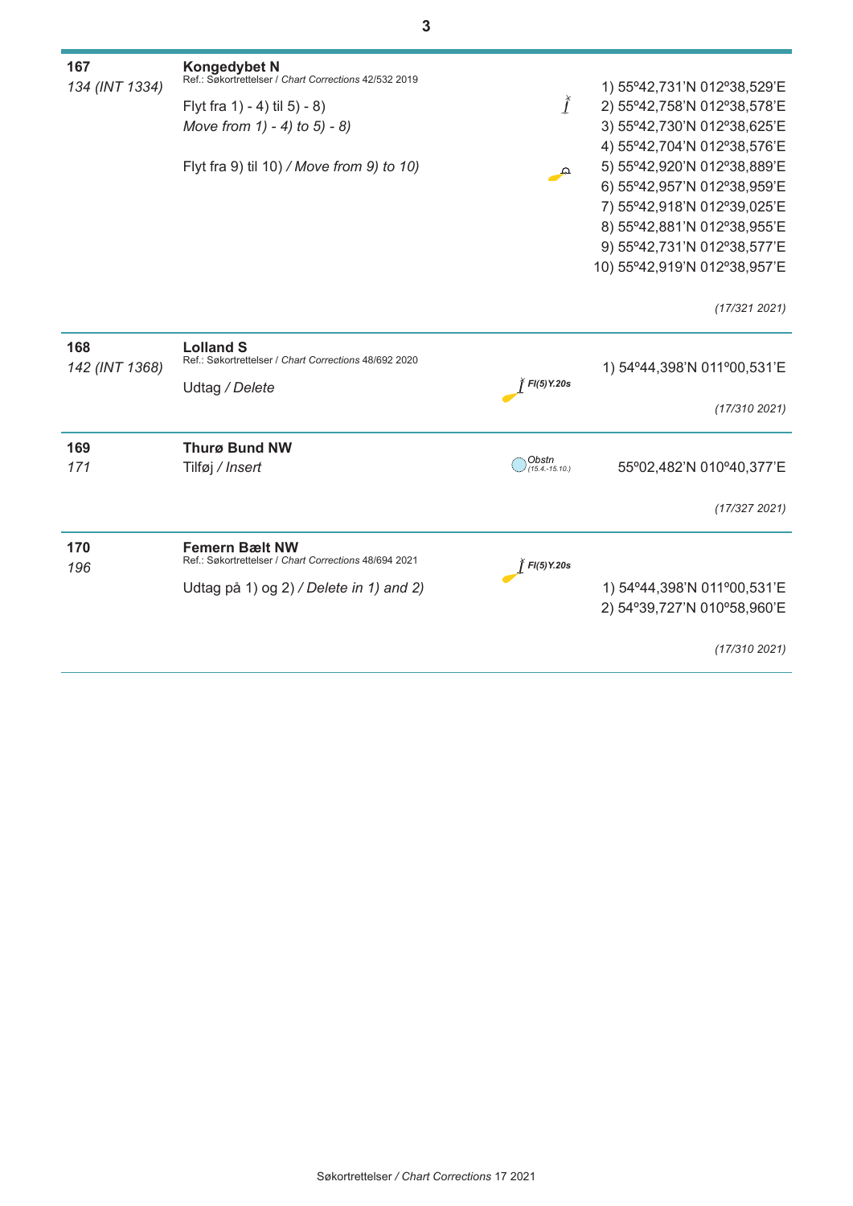**167**
*134 (INT 1334)*

**Kongedybet N**
Ref.: Søkortrettelser / *Chart Corrections* 42/532 2019

Flyt fra 1) - 4) til 5) - 8)
*Move from 1) - 4) to 5) - 8)*

Flyt fra 9) til 10) / *Move from 9) to 10)*

1) 55º42,731'N 012º38,529'E
2) 55º42,758'N 012º38,578'E
3) 55º42,730'N 012º38,625'E
4) 55º42,704'N 012º38,576'E
5) 55º42,920'N 012º38,889'E
6) 55º42,957'N 012º38,959'E
7) 55º42,918'N 012º39,025'E
8) 55º42,881'N 012º38,955'E
9) 55º42,731'N 012º38,577'E
10) 55º42,919'N 012º38,957'E

*(17/321 2021)*

---

**168**
*142 (INT 1368)*

**Lolland S**
Ref.: Søkortrettelser / *Chart Corrections* 48/692 2020

Udtag / *Delete*

*Fl(5)Y.20s*

1) 54º44,398'N 011º00,531'E

*(17/310 2021)*

---

**169**
*171*

**Thurø Bund NW**
Tilføj / *Insert*

*Obstn (15.4.-15.10.)*

55º02,482'N 010º40,377'E

*(17/327 2021)*

---

**170**
*196*

**Femern Bælt NW**
Ref.: Søkortrettelser / *Chart Corrections* 48/694 2021

Udtag på 1) og 2) / *Delete in 1) and 2)*

*Fl(5)Y.20s*

1) 54º44,398'N 011º00,531'E
2) 54º39,727'N 010º58,960'E

*(17/310 2021)*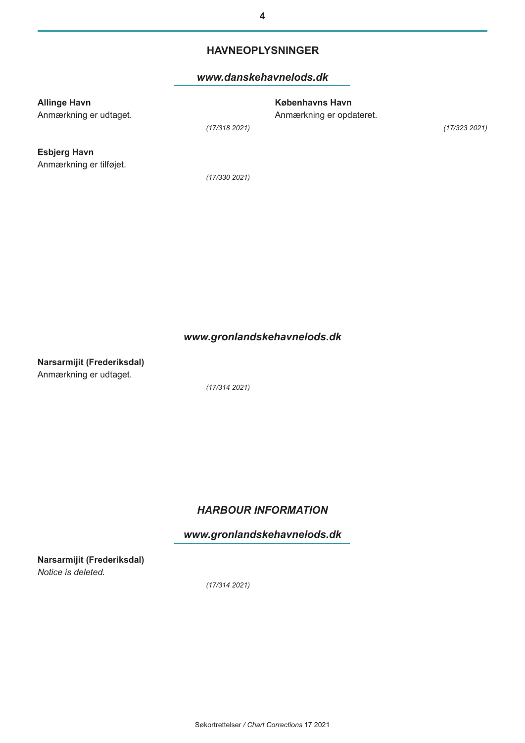## HAVNEOPLYSNINGER

### *www.danskehavnelods.dk*

**Allinge Havn**
Anmærkning er udtaget.

*(17/318 2021)*

**Esbjerg Havn**
Anmærkning er tilføjet.

*(17/330 2021)*

**Københavns Havn**
Anmærkning er opdateret.

*(17/323 2021)*

### *www.gronlandskehavnelods.dk*

**Narsarmijit (Frederiksdal)**
Anmærkning er udtaget.

*(17/314 2021)*

## *HARBOUR INFORMATION*

### *www.gronlandskehavnelods.dk*

**Narsarmijit (Frederiksdal)**
*Notice is deleted.*

*(17/314 2021)*